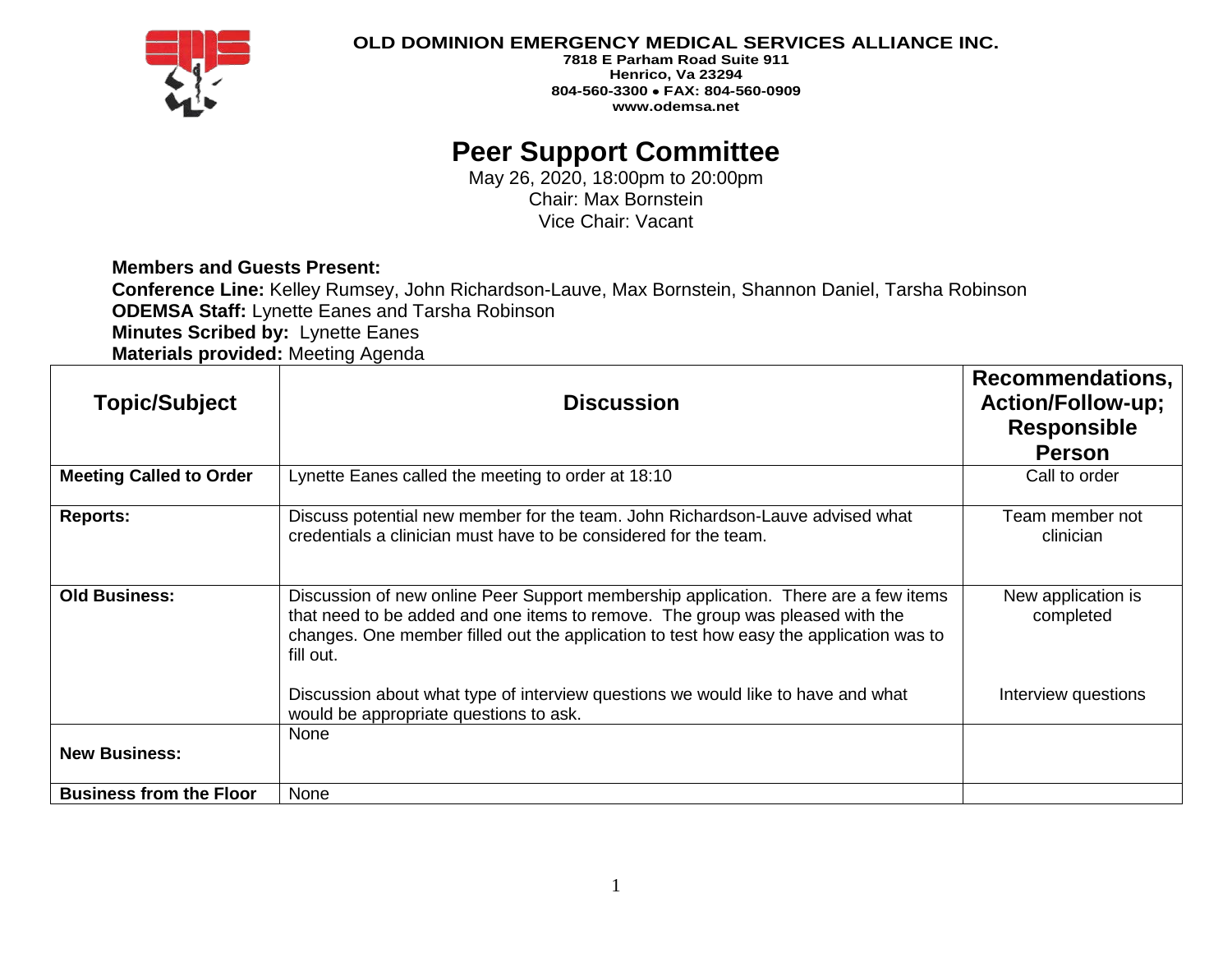**OLD DOMINION EMERGENCY MEDICAL SERVICES ALLIANCE INC.**
**7818 E Parham Road Suite 911**
**Henrico, Va 23294**
**804-560-3300 • FAX: 804-560-0909**
**www.odemsa.net**

# Peer Support Committee

May 26, 2020, 18:00pm to 20:00pm
Chair: Max Bornstein
Vice Chair: Vacant

**Members and Guests Present:**
**Conference Line:** Kelley Rumsey, John Richardson-Lauve, Max Bornstein, Shannon Daniel, Tarsha Robinson
**ODEMSA Staff:** Lynette Eanes and Tarsha Robinson
**Minutes Scribed by:** Lynette Eanes
**Materials provided:** Meeting Agenda

| Topic/Subject | Discussion | Recommendations, Action/Follow-up; Responsible Person |
|---|---|---|
| **Meeting Called to Order** | Lynette Eanes called the meeting to order at 18:10 | Call to order |
| **Reports:** | Discuss potential new member for the team. John Richardson-Lauve advised what credentials a clinician must have to be considered for the team. | Team member not clinician |
| **Old Business:** | Discussion of new online Peer Support membership application. There are a few items that need to be added and one items to remove. The group was pleased with the changes. One member filled out the application to test how easy the application was to fill out.<br><br>Discussion about what type of interview questions we would like to have and what would be appropriate questions to ask. | New application is completed<br><br>Interview questions |
| **New Business:** | None | |
| **Business from the Floor** | None | |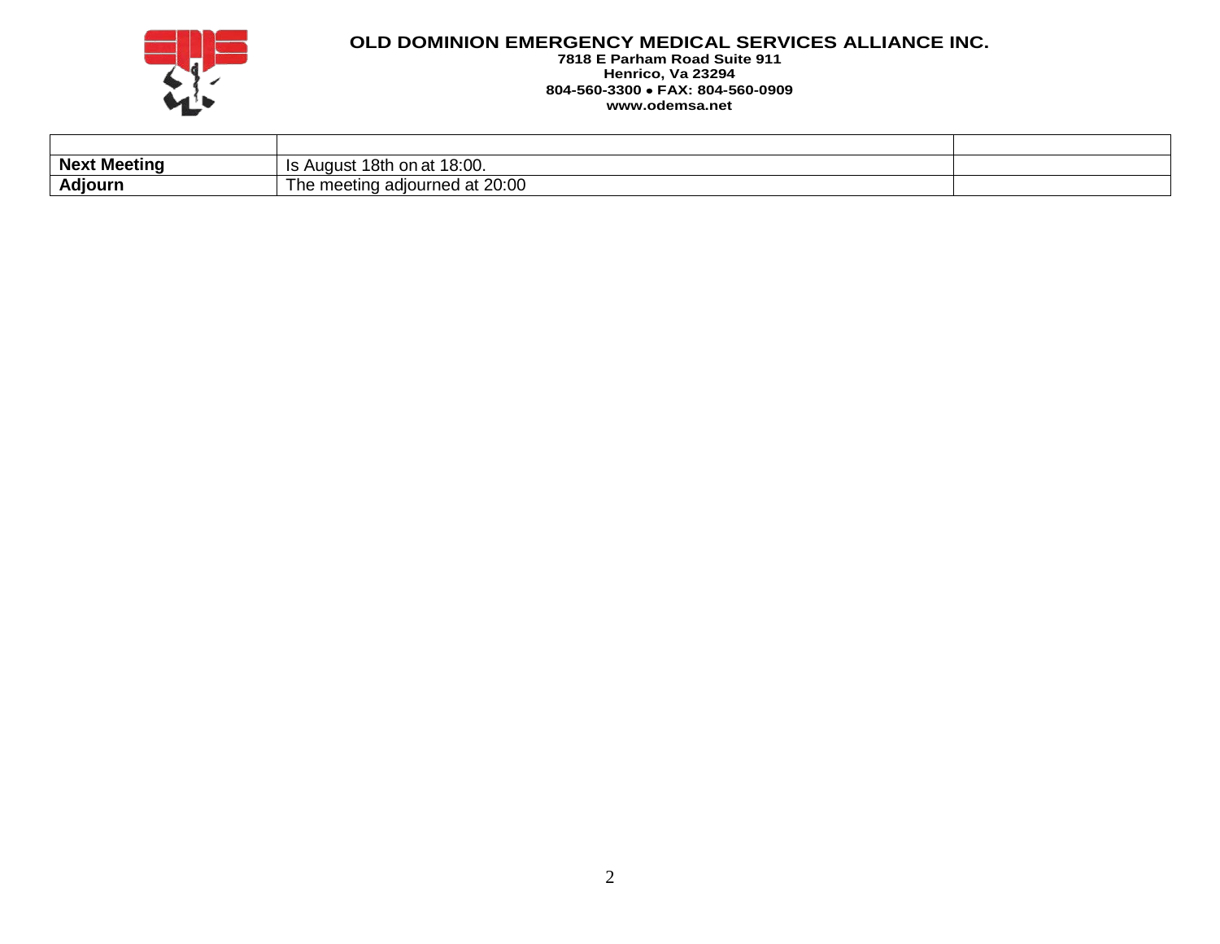| | | |
|---|---|---|
| | | |
| **Next Meeting** | Is August 18th on at 18:00. | |
| **Adjourn** | The meeting adjourned at 20:00 | |